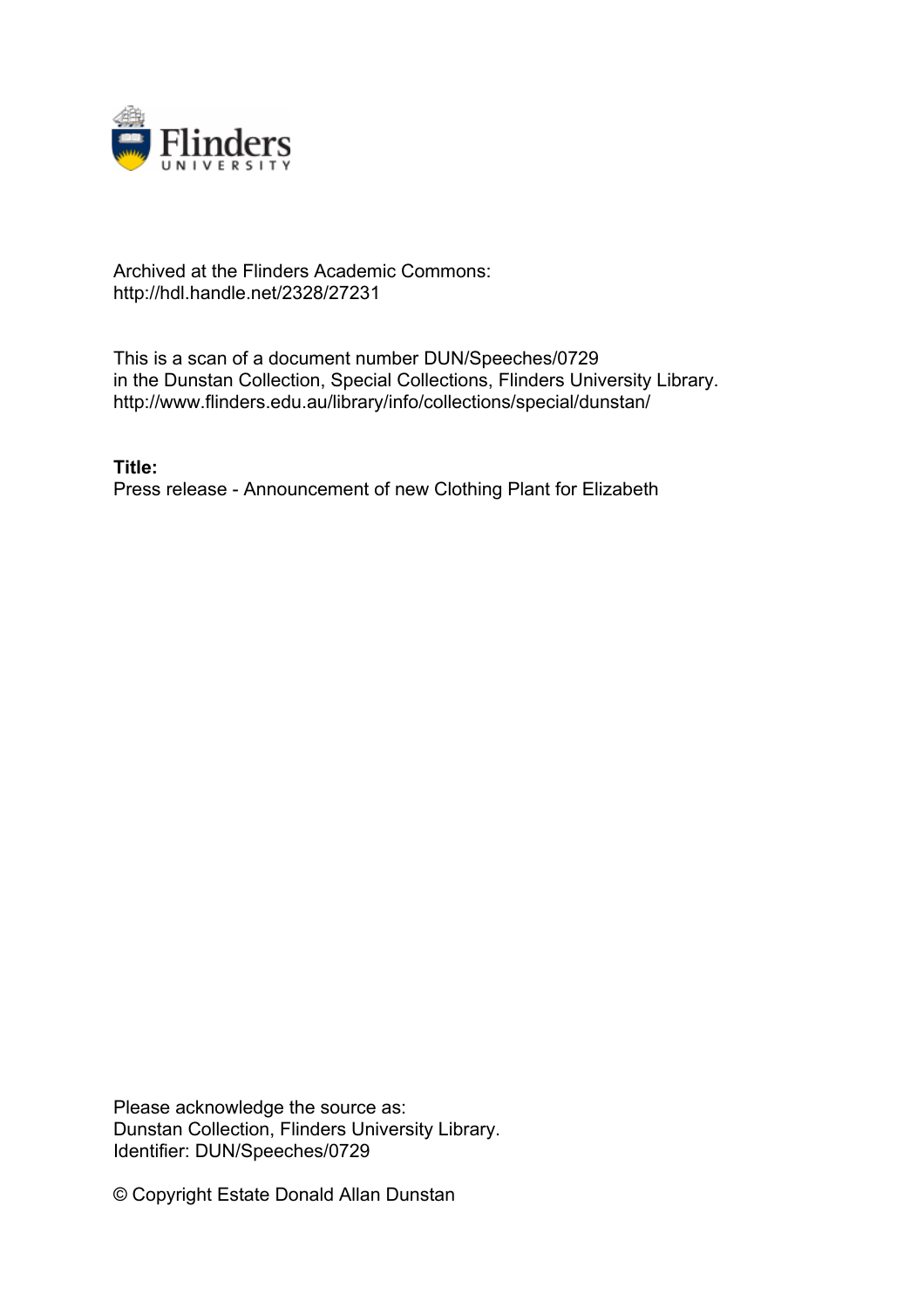Archived at the Flinders Academic Commons:
http://hdl.handle.net/2328/27231

This is a scan of a document number DUN/Speeches/0729
in the Dunstan Collection, Special Collections, Flinders University Library.
http://www.flinders.edu.au/library/info/collections/special/dunstan/

**Title:**
Press release - Announcement of new Clothing Plant for Elizabeth

Please acknowledge the source as:
Dunstan Collection, Flinders University Library.
Identifier: DUN/Speeches/0729

© Copyright Estate Donald Allan Dunstan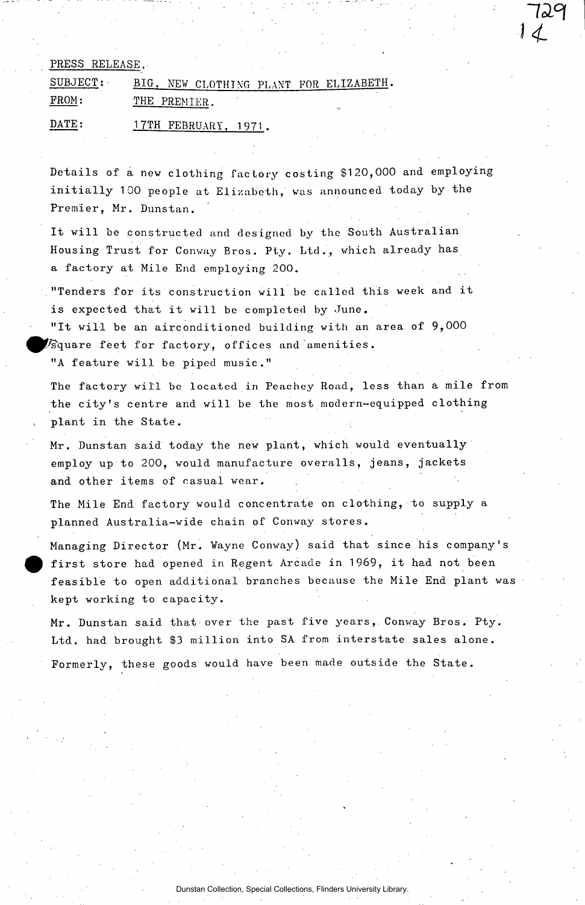PRESS RELEASE.

SUBJECT: BIG, NEW CLOTHING PLANT FOR ELIZABETH.

FROM: THE PREMIER.

DATE: 17TH FEBRUARY, 1971.

Details of a new clothing factory costing $120,000 and employing initially 100 people at Elizabeth, was announced today by the Premier, Mr. Dunstan.

It will be constructed and designed by the South Australian Housing Trust for Conway Bros. Pty. Ltd., which already has a factory at Mile End employing 200.

"Tenders for its construction will be called this week and it is expected that it will be completed by June.
"It will be an airconditioned building with an area of 9,000 square feet for factory, offices and amenities.
"A feature will be piped music."

The factory will be located in Peachey Road, less than a mile from the city's centre and will be the most modern-equipped clothing plant in the State.

Mr. Dunstan said today the new plant, which would eventually employ up to 200, would manufacture overalls, jeans, jackets and other items of casual wear.

The Mile End factory would concentrate on clothing, to supply a planned Australia-wide chain of Conway stores.

Managing Director (Mr. Wayne Conway) said that since his company's first store had opened in Regent Arcade in 1969, it had not been feasible to open additional branches because the Mile End plant was kept working to capacity.

Mr. Dunstan said that over the past five years, Conway Bros. Pty. Ltd. had brought $3 million into SA from interstate sales alone.

Formerly, these goods would have been made outside the State.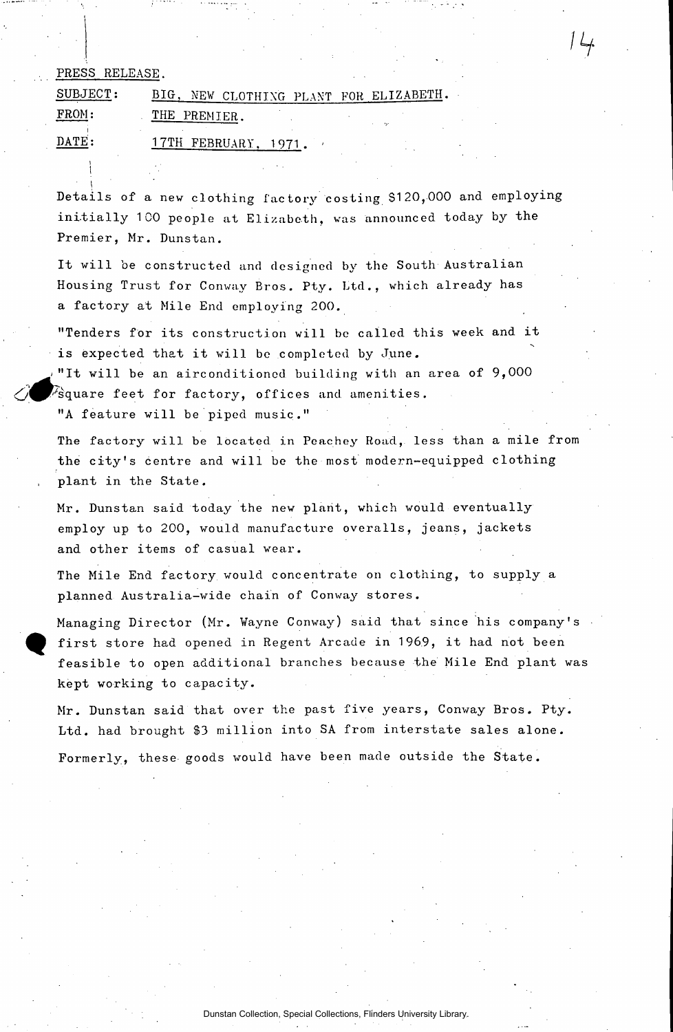PRESS RELEASE.

SUBJECT: BIG, NEW CLOTHING PLANT FOR ELIZABETH.

FROM: THE PREMIER.

DATE: 17TH FEBRUARY, 1971.

Details of a new clothing factory costing $120,000 and employing initially 100 people at Elizabeth, was announced today by the Premier, Mr. Dunstan.

It will be constructed and designed by the South Australian Housing Trust for Conway Bros. Pty. Ltd., which already has a factory at Mile End employing 200.

"Tenders for its construction will be called this week and it is expected that it will be completed by June.

"It will be an airconditioned building with an area of 9,000 square feet for factory, offices and amenities.

"A feature will be piped music."

The factory will be located in Peachey Road, less than a mile from the city's centre and will be the most modern-equipped clothing plant in the State.

Mr. Dunstan said today the new plant, which would eventually employ up to 200, would manufacture overalls, jeans, jackets and other items of casual wear.

The Mile End factory would concentrate on clothing, to supply a planned Australia-wide chain of Conway stores.

Managing Director (Mr. Wayne Conway) said that since his company's first store had opened in Regent Arcade in 1969, it had not been feasible to open additional branches because the Mile End plant was kept working to capacity.

Mr. Dunstan said that over the past five years, Conway Bros. Pty. Ltd. had brought $3 million into SA from interstate sales alone. Formerly, these goods would have been made outside the State.

Dunstan Collection, Special Collections, Flinders University Library.